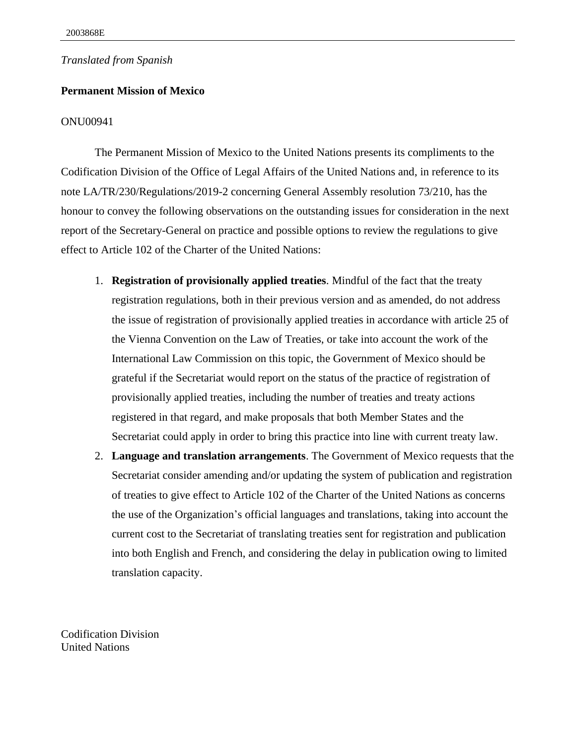*Translated from Spanish*

**Permanent Mission of Mexico**

ONU00941

The Permanent Mission of Mexico to the United Nations presents its compliments to the Codification Division of the Office of Legal Affairs of the United Nations and, in reference to its note LA/TR/230/Regulations/2019-2 concerning General Assembly resolution 73/210, has the honour to convey the following observations on the outstanding issues for consideration in the next report of the Secretary-General on practice and possible options to review the regulations to give effect to Article 102 of the Charter of the United Nations:

1. **Registration of provisionally applied treaties**. Mindful of the fact that the treaty registration regulations, both in their previous version and as amended, do not address the issue of registration of provisionally applied treaties in accordance with article 25 of the Vienna Convention on the Law of Treaties, or take into account the work of the International Law Commission on this topic, the Government of Mexico should be grateful if the Secretariat would report on the status of the practice of registration of provisionally applied treaties, including the number of treaties and treaty actions registered in that regard, and make proposals that both Member States and the Secretariat could apply in order to bring this practice into line with current treaty law.
2. **Language and translation arrangements**. The Government of Mexico requests that the Secretariat consider amending and/or updating the system of publication and registration of treaties to give effect to Article 102 of the Charter of the United Nations as concerns the use of the Organization's official languages and translations, taking into account the current cost to the Secretariat of translating treaties sent for registration and publication into both English and French, and considering the delay in publication owing to limited translation capacity.

Codification Division
United Nations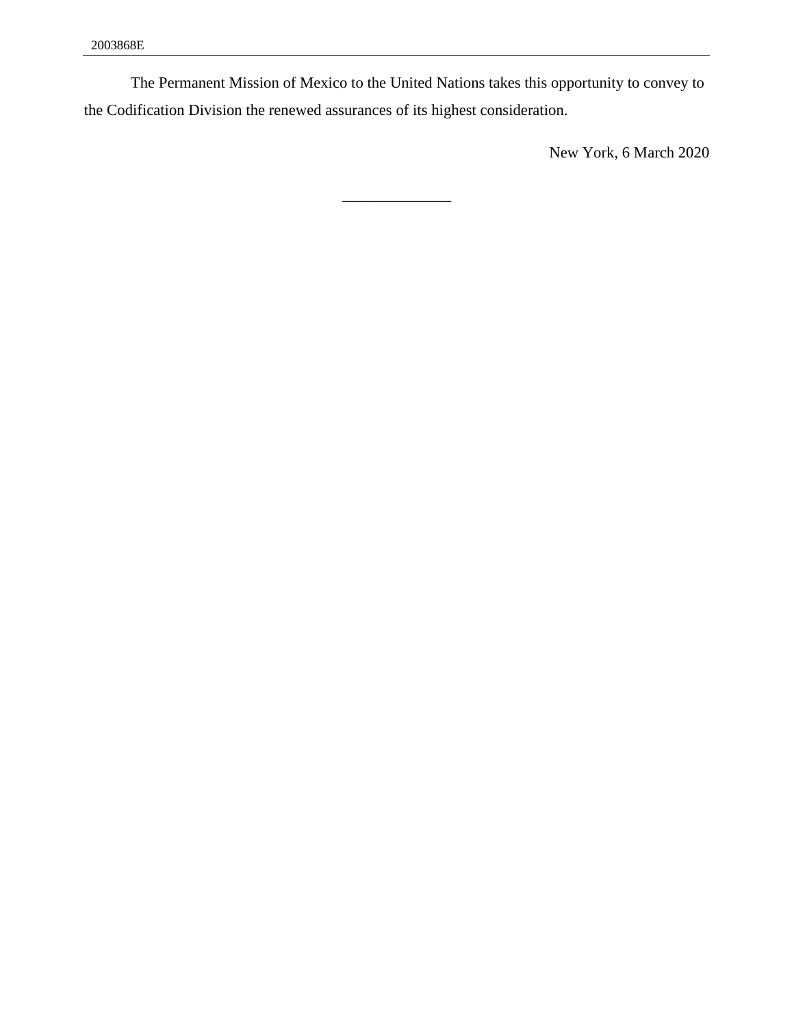The Permanent Mission of Mexico to the United Nations takes this opportunity to convey to the Codification Division the renewed assurances of its highest consideration.

New York, 6 March 2020

______________